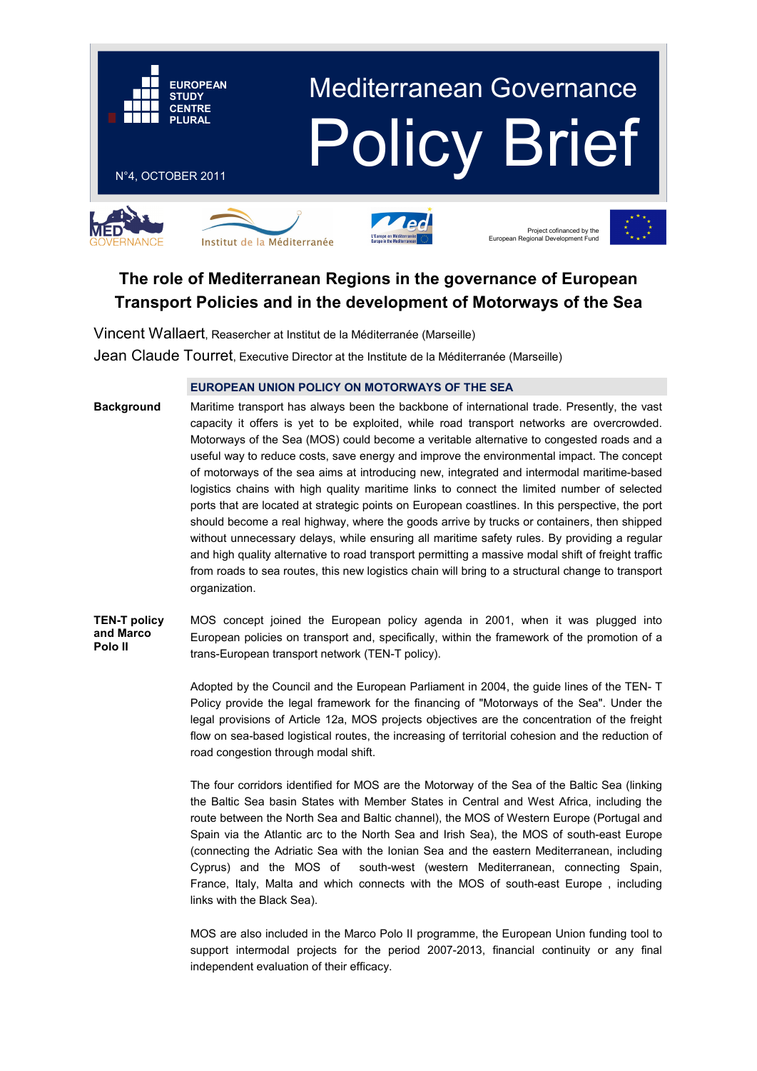EUROPEAN STUDY CENTRE PLURAL

# Mediterranean Governance Policy Brief

N°4, OCTOBER 2011

MED GOVERNANCE — Institut de la Méditerranée — Med L'Europe en Méditerranée / Europe in the Mediterranean — Project cofinanced by the European Regional Development Fund

## The role of Mediterranean Regions in the governance of European Transport Policies and in the development of Motorways of the Sea

Vincent Wallaert, Reasercher at Institut de la Méditerranée (Marseille)

Jean Claude Tourret, Executive Director at the Institute de la Méditerranée (Marseille)

### EUROPEAN UNION POLICY ON MOTORWAYS OF THE SEA

**Background**

Maritime transport has always been the backbone of international trade. Presently, the vast capacity it offers is yet to be exploited, while road transport networks are overcrowded. Motorways of the Sea (MOS) could become a veritable alternative to congested roads and a useful way to reduce costs, save energy and improve the environmental impact. The concept of motorways of the sea aims at introducing new, integrated and intermodal maritime-based logistics chains with high quality maritime links to connect the limited number of selected ports that are located at strategic points on European coastlines. In this perspective, the port should become a real highway, where the goods arrive by trucks or containers, then shipped without unnecessary delays, while ensuring all maritime safety rules. By providing a regular and high quality alternative to road transport permitting a massive modal shift of freight traffic from roads to sea routes, this new logistics chain will bring to a structural change to transport organization.

**TEN-T policy and Marco Polo II**

MOS concept joined the European policy agenda in 2001, when it was plugged into European policies on transport and, specifically, within the framework of the promotion of a trans-European transport network (TEN-T policy).

Adopted by the Council and the European Parliament in 2004, the guide lines of the TEN- T Policy provide the legal framework for the financing of "Motorways of the Sea". Under the legal provisions of Article 12a, MOS projects objectives are the concentration of the freight flow on sea-based logistical routes, the increasing of territorial cohesion and the reduction of road congestion through modal shift.

The four corridors identified for MOS are the Motorway of the Sea of the Baltic Sea (linking the Baltic Sea basin States with Member States in Central and West Africa, including the route between the North Sea and Baltic channel), the MOS of Western Europe (Portugal and Spain via the Atlantic arc to the North Sea and Irish Sea), the MOS of south-east Europe (connecting the Adriatic Sea with the Ionian Sea and the eastern Mediterranean, including Cyprus) and the MOS of south-west (western Mediterranean, connecting Spain, France, Italy, Malta and which connects with the MOS of south-east Europe , including links with the Black Sea).

MOS are also included in the Marco Polo II programme, the European Union funding tool to support intermodal projects for the period 2007-2013, financial continuity or any final independent evaluation of their efficacy.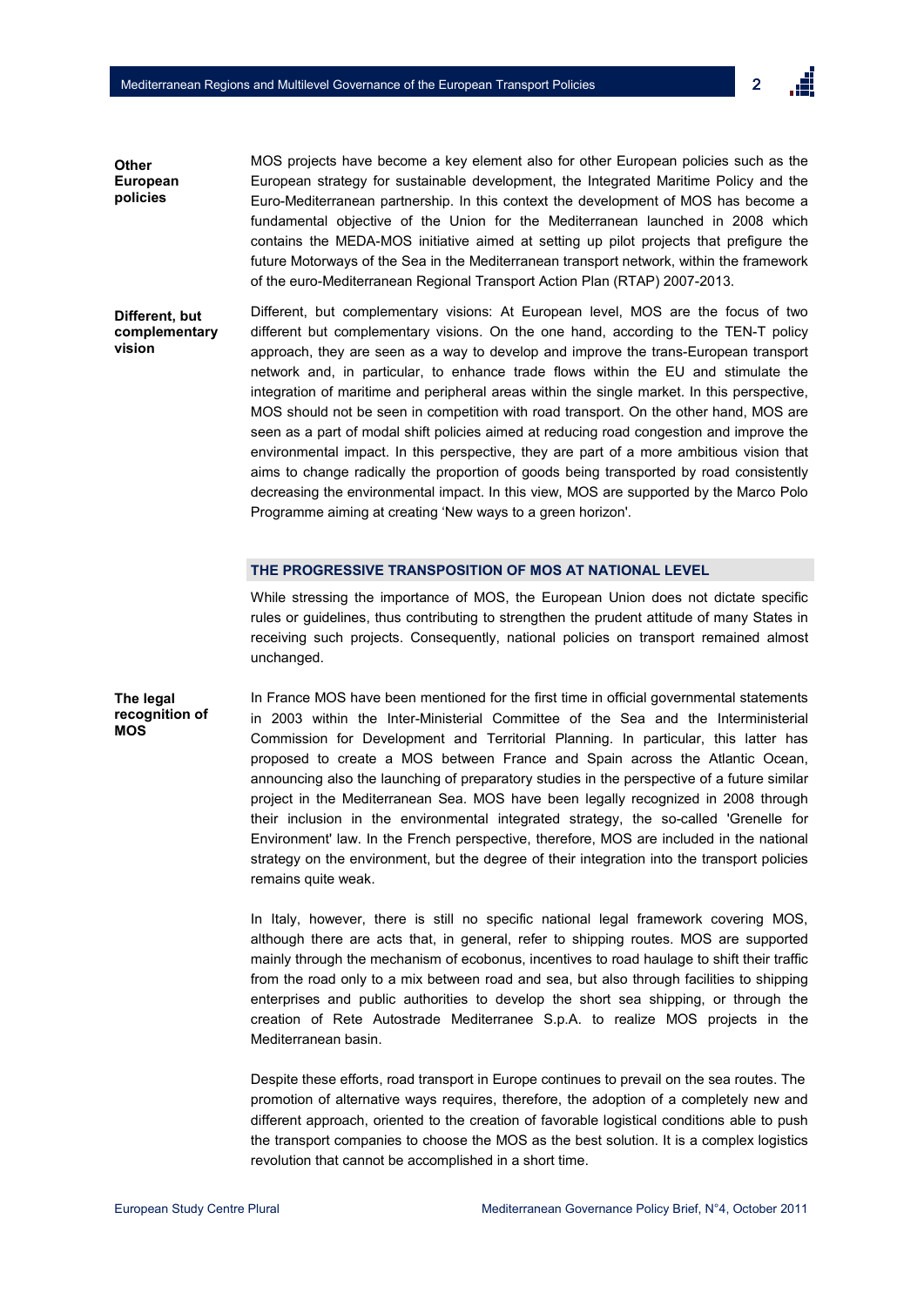**Other European policies**

MOS projects have become a key element also for other European policies such as the European strategy for sustainable development, the Integrated Maritime Policy and the Euro-Mediterranean partnership. In this context the development of MOS has become a fundamental objective of the Union for the Mediterranean launched in 2008 which contains the MEDA-MOS initiative aimed at setting up pilot projects that prefigure the future Motorways of the Sea in the Mediterranean transport network, within the framework of the euro-Mediterranean Regional Transport Action Plan (RTAP) 2007-2013.

**Different, but complementary vision**

Different, but complementary visions: At European level, MOS are the focus of two different but complementary visions. On the one hand, according to the TEN-T policy approach, they are seen as a way to develop and improve the trans-European transport network and, in particular, to enhance trade flows within the EU and stimulate the integration of maritime and peripheral areas within the single market. In this perspective, MOS should not be seen in competition with road transport. On the other hand, MOS are seen as a part of modal shift policies aimed at reducing road congestion and improve the environmental impact. In this perspective, they are part of a more ambitious vision that aims to change radically the proportion of goods being transported by road consistently decreasing the environmental impact. In this view, MOS are supported by the Marco Polo Programme aiming at creating 'New ways to a green horizon'.

## THE PROGRESSIVE TRANSPOSITION OF MOS AT NATIONAL LEVEL

While stressing the importance of MOS, the European Union does not dictate specific rules or guidelines, thus contributing to strengthen the prudent attitude of many States in receiving such projects. Consequently, national policies on transport remained almost unchanged.

**The legal recognition of MOS**

In France MOS have been mentioned for the first time in official governmental statements in 2003 within the Inter-Ministerial Committee of the Sea and the Interministerial Commission for Development and Territorial Planning. In particular, this latter has proposed to create a MOS between France and Spain across the Atlantic Ocean, announcing also the launching of preparatory studies in the perspective of a future similar project in the Mediterranean Sea. MOS have been legally recognized in 2008 through their inclusion in the environmental integrated strategy, the so-called 'Grenelle for Environment' law. In the French perspective, therefore, MOS are included in the national strategy on the environment, but the degree of their integration into the transport policies remains quite weak.

In Italy, however, there is still no specific national legal framework covering MOS, although there are acts that, in general, refer to shipping routes. MOS are supported mainly through the mechanism of ecobonus, incentives to road haulage to shift their traffic from the road only to a mix between road and sea, but also through facilities to shipping enterprises and public authorities to develop the short sea shipping, or through the creation of Rete Autostrade Mediterranee S.p.A. to realize MOS projects in the Mediterranean basin.

Despite these efforts, road transport in Europe continues to prevail on the sea routes. The promotion of alternative ways requires, therefore, the adoption of a completely new and different approach, oriented to the creation of favorable logistical conditions able to push the transport companies to choose the MOS as the best solution. It is a complex logistics revolution that cannot be accomplished in a short time.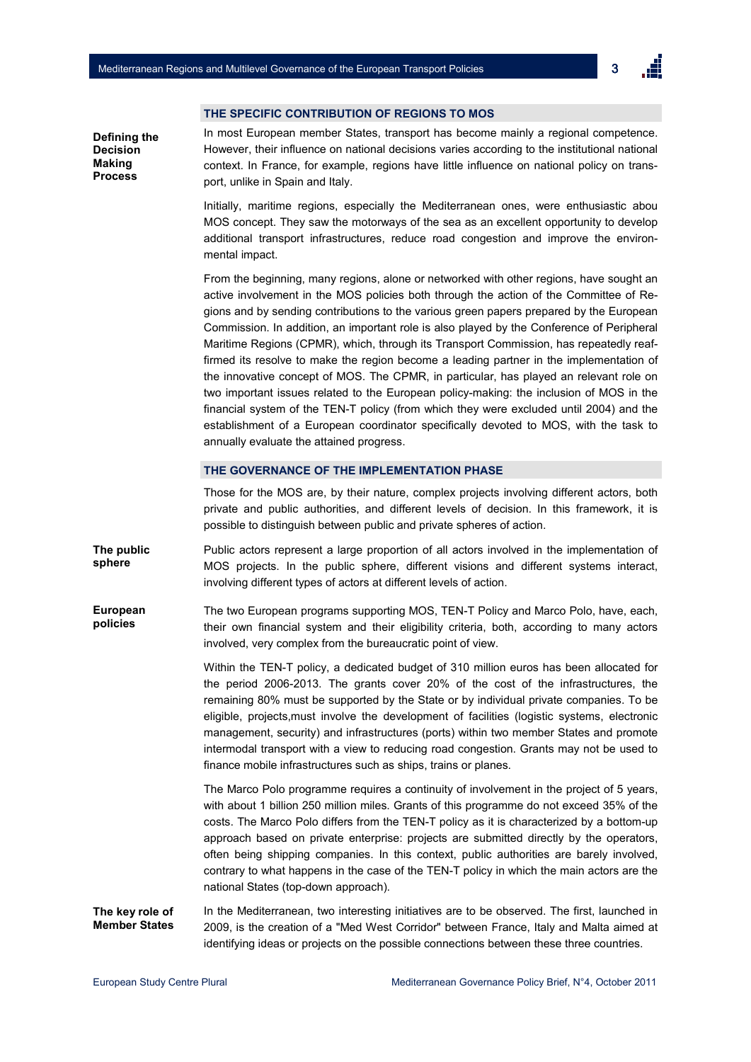## THE SPECIFIC CONTRIBUTION OF REGIONS TO MOS

**Defining the Decision Making Process**

In most European member States, transport has become mainly a regional competence. However, their influence on national decisions varies according to the institutional national context. In France, for example, regions have little influence on national policy on transport, unlike in Spain and Italy.

Initially, maritime regions, especially the Mediterranean ones, were enthusiastic abou MOS concept. They saw the motorways of the sea as an excellent opportunity to develop additional transport infrastructures, reduce road congestion and improve the environmental impact.

From the beginning, many regions, alone or networked with other regions, have sought an active involvement in the MOS policies both through the action of the Committee of Regions and by sending contributions to the various green papers prepared by the European Commission. In addition, an important role is also played by the Conference of Peripheral Maritime Regions (CPMR), which, through its Transport Commission, has repeatedly reaffirmed its resolve to make the region become a leading partner in the implementation of the innovative concept of MOS. The CPMR, in particular, has played an relevant role on two important issues related to the European policy-making: the inclusion of MOS in the financial system of the TEN-T policy (from which they were excluded until 2004) and the establishment of a European coordinator specifically devoted to MOS, with the task to annually evaluate the attained progress.

## THE GOVERNANCE OF THE IMPLEMENTATION PHASE

Those for the MOS are, by their nature, complex projects involving different actors, both private and public authorities, and different levels of decision. In this framework, it is possible to distinguish between public and private spheres of action.

**The public sphere**

Public actors represent a large proportion of all actors involved in the implementation of MOS projects. In the public sphere, different visions and different systems interact, involving different types of actors at different levels of action.

**European policies**

The two European programs supporting MOS, TEN-T Policy and Marco Polo, have, each, their own financial system and their eligibility criteria, both, according to many actors involved, very complex from the bureaucratic point of view.

Within the TEN-T policy, a dedicated budget of 310 million euros has been allocated for the period 2006-2013. The grants cover 20% of the cost of the infrastructures, the remaining 80% must be supported by the State or by individual private companies. To be eligible, projects,must involve the development of facilities (logistic systems, electronic management, security) and infrastructures (ports) within two member States and promote intermodal transport with a view to reducing road congestion. Grants may not be used to finance mobile infrastructures such as ships, trains or planes.

The Marco Polo programme requires a continuity of involvement in the project of 5 years, with about 1 billion 250 million miles. Grants of this programme do not exceed 35% of the costs. The Marco Polo differs from the TEN-T policy as it is characterized by a bottom-up approach based on private enterprise: projects are submitted directly by the operators, often being shipping companies. In this context, public authorities are barely involved, contrary to what happens in the case of the TEN-T policy in which the main actors are the national States (top-down approach).

**The key role of Member States**

In the Mediterranean, two interesting initiatives are to be observed. The first, launched in 2009, is the creation of a "Med West Corridor" between France, Italy and Malta aimed at identifying ideas or projects on the possible connections between these three countries.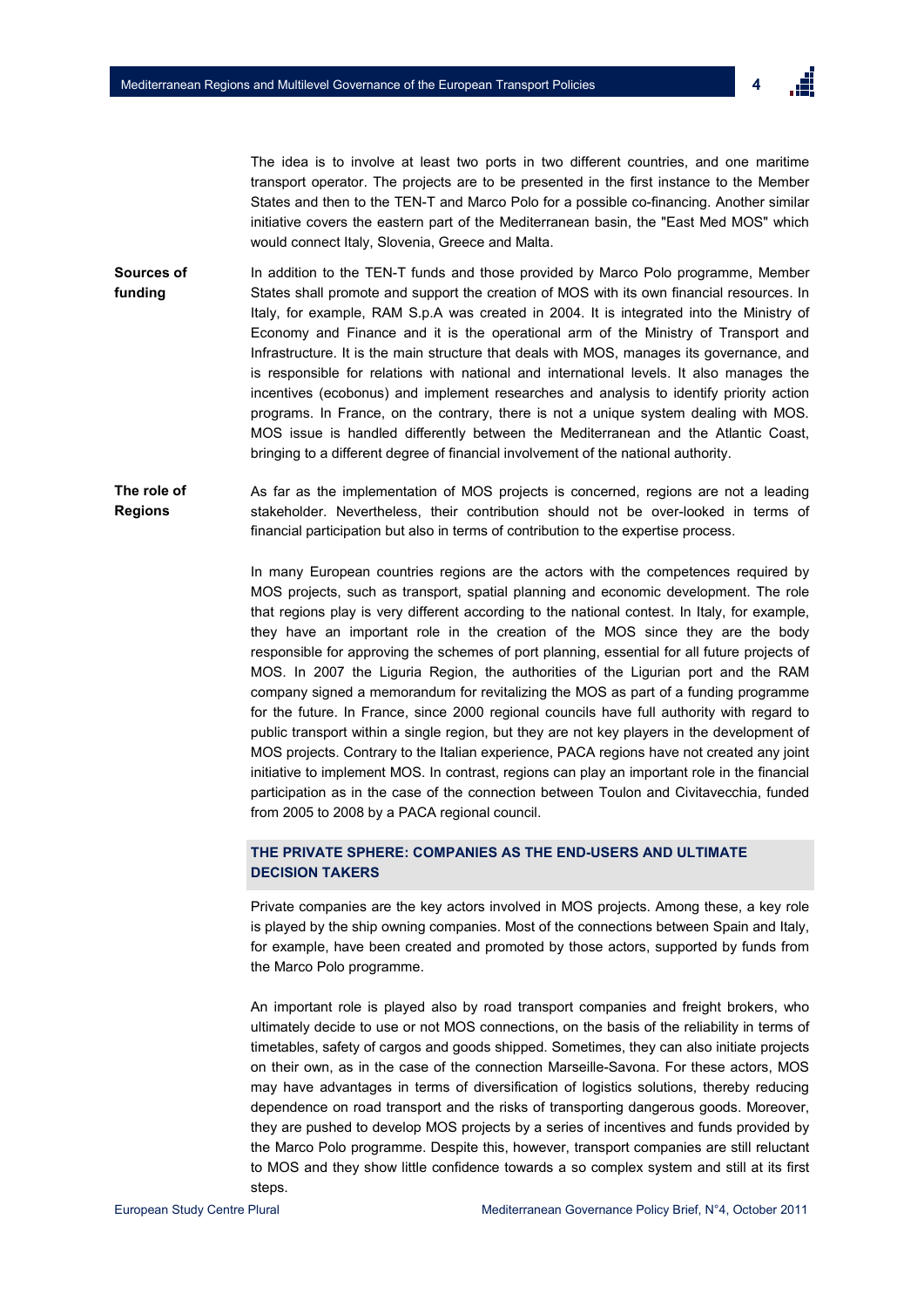The idea is to involve at least two ports in two different countries, and one maritime transport operator. The projects are to be presented in the first instance to the Member States and then to the TEN-T and Marco Polo for a possible co-financing. Another similar initiative covers the eastern part of the Mediterranean basin, the "East Med MOS" which would connect Italy, Slovenia, Greece and Malta.

**Sources of funding**

In addition to the TEN-T funds and those provided by Marco Polo programme, Member States shall promote and support the creation of MOS with its own financial resources. In Italy, for example, RAM S.p.A was created in 2004. It is integrated into the Ministry of Economy and Finance and it is the operational arm of the Ministry of Transport and Infrastructure. It is the main structure that deals with MOS, manages its governance, and is responsible for relations with national and international levels. It also manages the incentives (ecobonus) and implement researches and analysis to identify priority action programs. In France, on the contrary, there is not a unique system dealing with MOS. MOS issue is handled differently between the Mediterranean and the Atlantic Coast, bringing to a different degree of financial involvement of the national authority.

**The role of Regions**

As far as the implementation of MOS projects is concerned, regions are not a leading stakeholder. Nevertheless, their contribution should not be over-looked in terms of financial participation but also in terms of contribution to the expertise process.

In many European countries regions are the actors with the competences required by MOS projects, such as transport, spatial planning and economic development. The role that regions play is very different according to the national contest. In Italy, for example, they have an important role in the creation of the MOS since they are the body responsible for approving the schemes of port planning, essential for all future projects of MOS. In 2007 the Liguria Region, the authorities of the Ligurian port and the RAM company signed a memorandum for revitalizing the MOS as part of a funding programme for the future. In France, since 2000 regional councils have full authority with regard to public transport within a single region, but they are not key players in the development of MOS projects. Contrary to the Italian experience, PACA regions have not created any joint initiative to implement MOS. In contrast, regions can play an important role in the financial participation as in the case of the connection between Toulon and Civitavecchia, funded from 2005 to 2008 by a PACA regional council.

### THE PRIVATE SPHERE: COMPANIES AS THE END-USERS AND ULTIMATE DECISION TAKERS

Private companies are the key actors involved in MOS projects. Among these, a key role is played by the ship owning companies. Most of the connections between Spain and Italy, for example, have been created and promoted by those actors, supported by funds from the Marco Polo programme.

An important role is played also by road transport companies and freight brokers, who ultimately decide to use or not MOS connections, on the basis of the reliability in terms of timetables, safety of cargos and goods shipped. Sometimes, they can also initiate projects on their own, as in the case of the connection Marseille-Savona. For these actors, MOS may have advantages in terms of diversification of logistics solutions, thereby reducing dependence on road transport and the risks of transporting dangerous goods. Moreover, they are pushed to develop MOS projects by a series of incentives and funds provided by the Marco Polo programme. Despite this, however, transport companies are still reluctant to MOS and they show little confidence towards a so complex system and still at its first steps.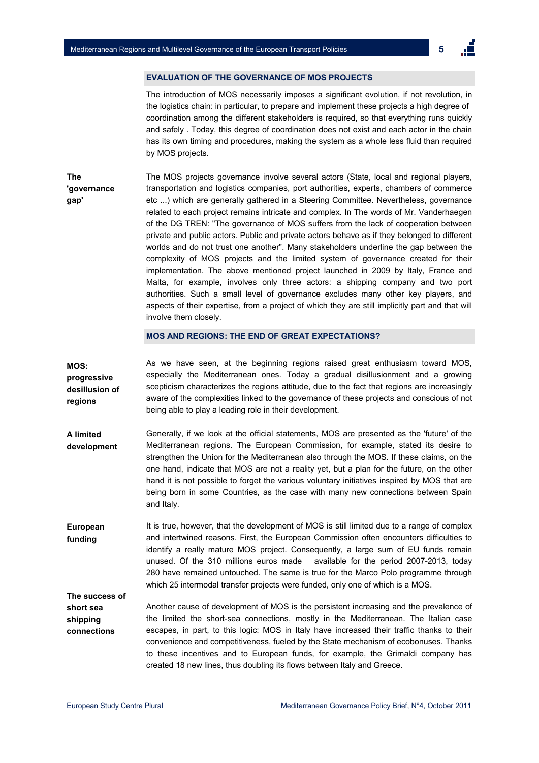## EVALUATION OF THE GOVERNANCE OF MOS PROJECTS

The introduction of MOS necessarily imposes a significant evolution, if not revolution, in the logistics chain: in particular, to prepare and implement these projects a high degree of coordination among the different stakeholders is required, so that everything runs quickly and safely . Today, this degree of coordination does not exist and each actor in the chain has its own timing and procedures, making the system as a whole less fluid than required by MOS projects.

**The 'governance gap'**

The MOS projects governance involve several actors (State, local and regional players, transportation and logistics companies, port authorities, experts, chambers of commerce etc ...) which are generally gathered in a Steering Committee. Nevertheless, governance related to each project remains intricate and complex. In The words of Mr. Vanderhaegen of the DG TREN: "The governance of MOS suffers from the lack of cooperation between private and public actors. Public and private actors behave as if they belonged to different worlds and do not trust one another". Many stakeholders underline the gap between the complexity of MOS projects and the limited system of governance created for their implementation. The above mentioned project launched in 2009 by Italy, France and Malta, for example, involves only three actors: a shipping company and two port authorities. Such a small level of governance excludes many other key players, and aspects of their expertise, from a project of which they are still implicitly part and that will involve them closely.

## MOS AND REGIONS: THE END OF GREAT EXPECTATIONS?

**MOS: progressive desillusion of regions**

As we have seen, at the beginning regions raised great enthusiasm toward MOS, especially the Mediterranean ones. Today a gradual disillusionment and a growing scepticism characterizes the regions attitude, due to the fact that regions are increasingly aware of the complexities linked to the governance of these projects and conscious of not being able to play a leading role in their development.

**A limited development**

Generally, if we look at the official statements, MOS are presented as the 'future' of the Mediterranean regions. The European Commission, for example, stated its desire to strengthen the Union for the Mediterranean also through the MOS. If these claims, on the one hand, indicate that MOS are not a reality yet, but a plan for the future, on the other hand it is not possible to forget the various voluntary initiatives inspired by MOS that are being born in some Countries, as the case with many new connections between Spain and Italy.

**European funding**

It is true, however, that the development of MOS is still limited due to a range of complex and intertwined reasons. First, the European Commission often encounters difficulties to identify a really mature MOS project. Consequently, a large sum of EU funds remain unused. Of the 310 millions euros made available for the period 2007-2013, today 280 have remained untouched. The same is true for the Marco Polo programme through which 25 intermodal transfer projects were funded, only one of which is a MOS.

**The success of short sea shipping connections**

Another cause of development of MOS is the persistent increasing and the prevalence of the limited the short-sea connections, mostly in the Mediterranean. The Italian case escapes, in part, to this logic: MOS in Italy have increased their traffic thanks to their convenience and competitiveness, fueled by the State mechanism of ecobonuses. Thanks to these incentives and to European funds, for example, the Grimaldi company has created 18 new lines, thus doubling its flows between Italy and Greece.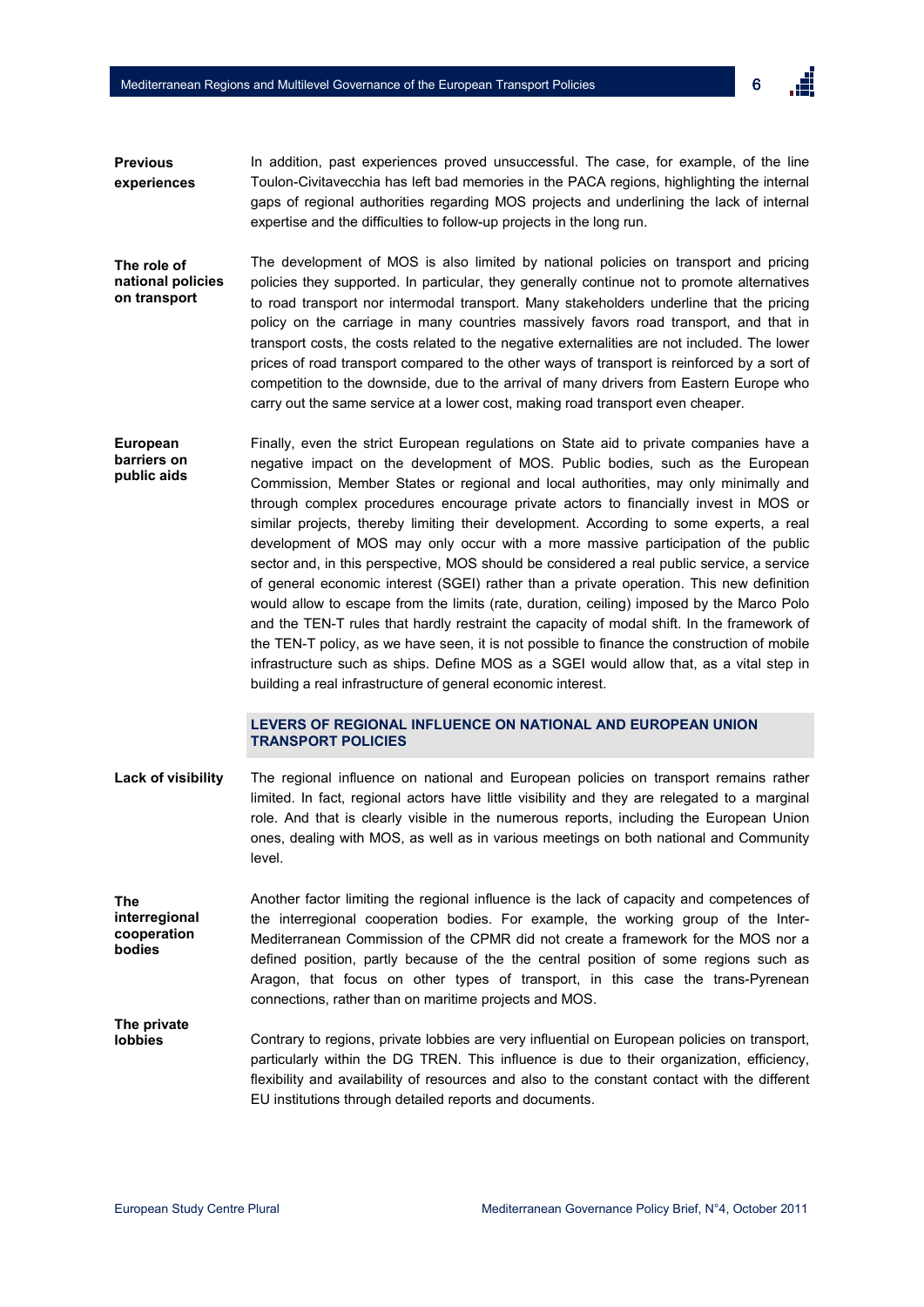**Previous experiences**

In addition, past experiences proved unsuccessful. The case, for example, of the line Toulon-Civitavecchia has left bad memories in the PACA regions, highlighting the internal gaps of regional authorities regarding MOS projects and underlining the lack of internal expertise and the difficulties to follow-up projects in the long run.

**The role of national policies on transport**

The development of MOS is also limited by national policies on transport and pricing policies they supported. In particular, they generally continue not to promote alternatives to road transport nor intermodal transport. Many stakeholders underline that the pricing policy on the carriage in many countries massively favors road transport, and that in transport costs, the costs related to the negative externalities are not included. The lower prices of road transport compared to the other ways of transport is reinforced by a sort of competition to the downside, due to the arrival of many drivers from Eastern Europe who carry out the same service at a lower cost, making road transport even cheaper.

**European barriers on public aids**

Finally, even the strict European regulations on State aid to private companies have a negative impact on the development of MOS. Public bodies, such as the European Commission, Member States or regional and local authorities, may only minimally and through complex procedures encourage private actors to financially invest in MOS or similar projects, thereby limiting their development. According to some experts, a real development of MOS may only occur with a more massive participation of the public sector and, in this perspective, MOS should be considered a real public service, a service of general economic interest (SGEI) rather than a private operation. This new definition would allow to escape from the limits (rate, duration, ceiling) imposed by the Marco Polo and the TEN-T rules that hardly restraint the capacity of modal shift. In the framework of the TEN-T policy, as we have seen, it is not possible to finance the construction of mobile infrastructure such as ships. Define MOS as a SGEI would allow that, as a vital step in building a real infrastructure of general economic interest.

## LEVERS OF REGIONAL INFLUENCE ON NATIONAL AND EUROPEAN UNION TRANSPORT POLICIES

**Lack of visibility**

The regional influence on national and European policies on transport remains rather limited. In fact, regional actors have little visibility and they are relegated to a marginal role. And that is clearly visible in the numerous reports, including the European Union ones, dealing with MOS, as well as in various meetings on both national and Community level.

**The interregional cooperation bodies**

Another factor limiting the regional influence is the lack of capacity and competences of the interregional cooperation bodies. For example, the working group of the Inter-Mediterranean Commission of the CPMR did not create a framework for the MOS nor a defined position, partly because of the the central position of some regions such as Aragon, that focus on other types of transport, in this case the trans-Pyrenean connections, rather than on maritime projects and MOS.

**The private lobbies**

Contrary to regions, private lobbies are very influential on European policies on transport, particularly within the DG TREN. This influence is due to their organization, efficiency, flexibility and availability of resources and also to the constant contact with the different EU institutions through detailed reports and documents.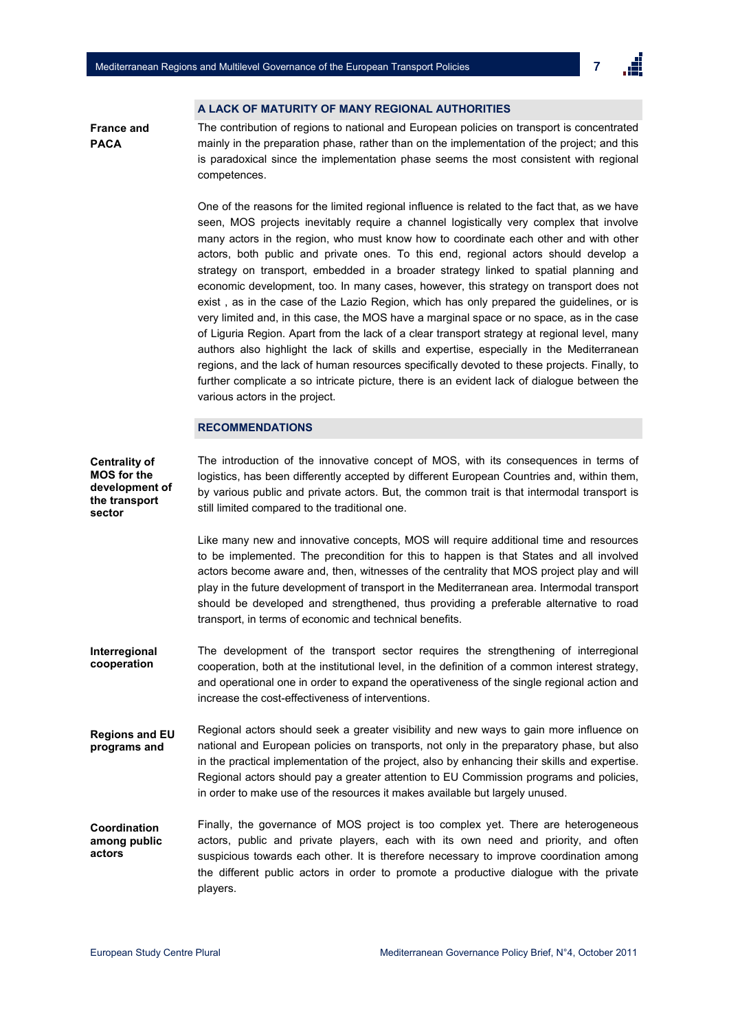## A LACK OF MATURITY OF MANY REGIONAL AUTHORITIES

**France and PACA**

The contribution of regions to national and European policies on transport is concentrated mainly in the preparation phase, rather than on the implementation of the project; and this is paradoxical since the implementation phase seems the most consistent with regional competences.

One of the reasons for the limited regional influence is related to the fact that, as we have seen, MOS projects inevitably require a channel logistically very complex that involve many actors in the region, who must know how to coordinate each other and with other actors, both public and private ones. To this end, regional actors should develop a strategy on transport, embedded in a broader strategy linked to spatial planning and economic development, too. In many cases, however, this strategy on transport does not exist , as in the case of the Lazio Region, which has only prepared the guidelines, or is very limited and, in this case, the MOS have a marginal space or no space, as in the case of Liguria Region. Apart from the lack of a clear transport strategy at regional level, many authors also highlight the lack of skills and expertise, especially in the Mediterranean regions, and the lack of human resources specifically devoted to these projects. Finally, to further complicate a so intricate picture, there is an evident lack of dialogue between the various actors in the project.

## RECOMMENDATIONS

**Centrality of MOS for the development of the transport sector**

The introduction of the innovative concept of MOS, with its consequences in terms of logistics, has been differently accepted by different European Countries and, within them, by various public and private actors. But, the common trait is that intermodal transport is still limited compared to the traditional one.

Like many new and innovative concepts, MOS will require additional time and resources to be implemented. The precondition for this to happen is that States and all involved actors become aware and, then, witnesses of the centrality that MOS project play and will play in the future development of transport in the Mediterranean area. Intermodal transport should be developed and strengthened, thus providing a preferable alternative to road transport, in terms of economic and technical benefits.

**Interregional cooperation**

The development of the transport sector requires the strengthening of interregional cooperation, both at the institutional level, in the definition of a common interest strategy, and operational one in order to expand the operativeness of the single regional action and increase the cost-effectiveness of interventions.

**Regions and EU programs and**

Regional actors should seek a greater visibility and new ways to gain more influence on national and European policies on transports, not only in the preparatory phase, but also in the practical implementation of the project, also by enhancing their skills and expertise. Regional actors should pay a greater attention to EU Commission programs and policies, in order to make use of the resources it makes available but largely unused.

**Coordination among public actors**

Finally, the governance of MOS project is too complex yet. There are heterogeneous actors, public and private players, each with its own need and priority, and often suspicious towards each other. It is therefore necessary to improve coordination among the different public actors in order to promote a productive dialogue with the private players.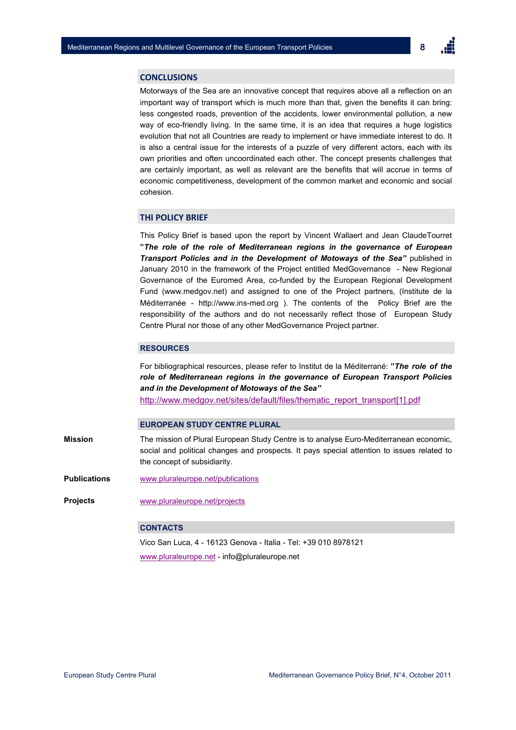## CONCLUSIONS

Motorways of the Sea are an innovative concept that requires above all a reflection on an important way of transport which is much more than that, given the benefits it can bring: less congested roads, prevention of the accidents, lower environmental pollution, a new way of eco-friendly living. In the same time, it is an idea that requires a huge logistics evolution that not all Countries are ready to implement or have immediate interest to do. It is also a central issue for the interests of a puzzle of very different actors, each with its own priorities and often uncoordinated each other. The concept presents challenges that are certainly important, as well as relevant are the benefits that will accrue in terms of economic competitiveness, development of the common market and economic and social cohesion.

## THI POLICY BRIEF

This Policy Brief is based upon the report by Vincent Wallaert and Jean ClaudeTourret **"*The role of the role of Mediterranean regions in the governance of European Transport Policies and in the Development of Motoways of the Sea"*** published in January 2010 in the framework of the Project entitled MedGovernance - New Regional Governance of the Euromed Area, co-funded by the European Regional Development Fund (www.medgov.net) and assigned to one of the Project partners, (Institute de la Méditerranée - http://www.ins-med.org ). The contents of the Policy Brief are the responsibility of the authors and do not necessarily reflect those of European Study Centre Plural nor those of any other MedGovernance Project partner.

## RESOURCES

For bibliographical resources, please refer to Institut de la Méditerrané: **"*The role of the role of Mediterranean regions in the governance of European Transport Policies and in the Development of Motoways of the Sea"***
http://www.medgov.net/sites/default/files/thematic_report_transport[1].pdf

## EUROPEAN STUDY CENTRE PLURAL

**Mission**

The mission of Plural European Study Centre is to analyse Euro-Mediterranean economic, social and political changes and prospects. It pays special attention to issues related to the concept of subsidiarity.

**Publications**

www.pluraleurope.net/publications

**Projects**

www.pluraleurope.net/projects

## CONTACTS

Vico San Luca, 4 - 16123 Genova - Italia - Tel: +39 010 8978121

www.pluraleurope.net - info@pluraleurope.net